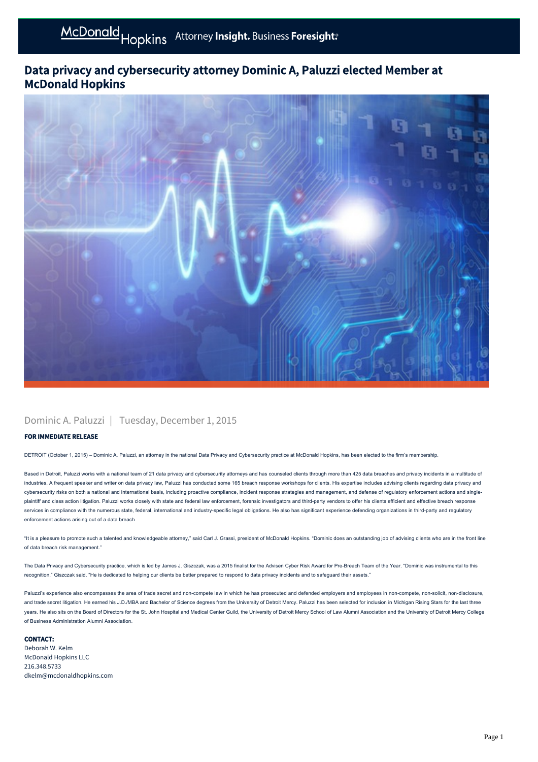# Data privacy and cybersecurity attorney Dominic A, Paluzzi elected Member at McDonald Hopkins

Dominic A. Paluzzi | Tuesday, December 1, 2015

**FOR IMMEDIATE RELEASE**

DETROIT (October 1, 2015) – Dominic A. Paluzzi, an attorney in the national Data Privacy and Cybersecurity practice at McDonald Hopkins, has been elected to the firm's membership.

Based in Detroit, Paluzzi works with a national team of 21 data privacy and cybersecurity attorneys and has counseled clients through more than 425 data breaches and privacy incidents in a multitude of industries. A frequent speaker and writer on data privacy law, Paluzzi has conducted some 165 breach response workshops for clients. His expertise includes advising clients regarding data privacy and cybersecurity risks on both a national and international basis, including proactive compliance, incident response strategies and management, and defense of regulatory enforcement actions and single-plaintiff and class action litigation. Paluzzi works closely with state and federal law enforcement, forensic investigators and third-party vendors to offer his clients efficient and effective breach response services in compliance with the numerous state, federal, international and industry-specific legal obligations. He also has significant experience defending organizations in third-party and regulatory enforcement actions arising out of a data breach

"It is a pleasure to promote such a talented and knowledgeable attorney," said Carl J. Grassi, president of McDonald Hopkins. "Dominic does an outstanding job of advising clients who are in the front line of data breach risk management."

The Data Privacy and Cybersecurity practice, which is led by James J. Giszczak, was a 2015 finalist for the Advisen Cyber Risk Award for Pre-Breach Team of the Year. "Dominic was instrumental to this recognition," Giszczak said. "He is dedicated to helping our clients be better prepared to respond to data privacy incidents and to safeguard their assets."

Paluzzi's experience also encompasses the area of trade secret and non-compete law in which he has prosecuted and defended employers and employees in non-compete, non-solicit, non-disclosure, and trade secret litigation. He earned his J.D./MBA and Bachelor of Science degrees from the University of Detroit Mercy. Paluzzi has been selected for inclusion in Michigan Rising Stars for the last three years. He also sits on the Board of Directors for the St. John Hospital and Medical Center Guild, the University of Detroit Mercy School of Law Alumni Association and the University of Detroit Mercy College of Business Administration Alumni Association.

**CONTACT:**
Deborah W. Kelm
McDonald Hopkins LLC
216.348.5733
dkelm@mcdonaldhopkins.com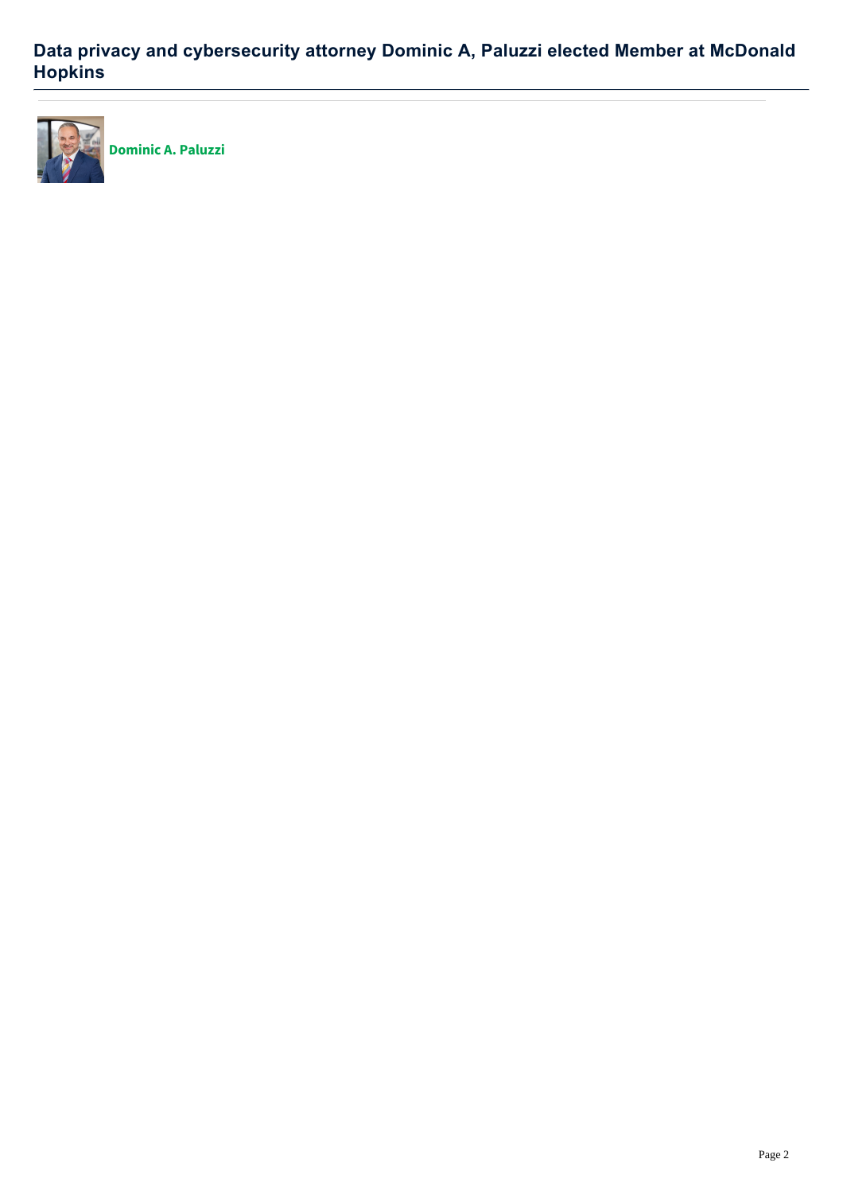# Data privacy and cybersecurity attorney Dominic A, Paluzzi elected Member at McDonald Hopkins

**Dominic A. Paluzzi**